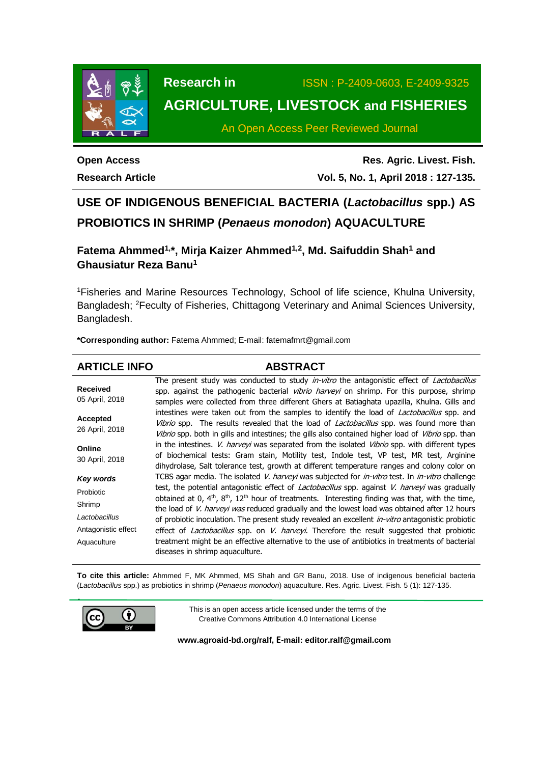**Research in AGRICULTURE, LIVESTOCK and FISHERIES**

ISSN : P-2409-0603, E-2409-9325

An Open Access Peer Reviewed Journal

**Open Access**

**Research Article**

**Res. Agric. Livest. Fish.**

**Vol. 5, No. 1, April 2018 : 127-135.**

# USE OF INDIGENOUS BENEFICIAL BACTERIA (*Lactobacillus* spp.) AS PROBIOTICS IN SHRIMP (*Penaeus monodon*) AQUACULTURE

**Fatema Ahmmed[1,*], Mirja Kaizer Ahmmed[1,2], Md. Saifuddin Shah[1] and Ghausiatur Reza Banu[1]**

[1]Fisheries and Marine Resources Technology, School of life science, Khulna University, Bangladesh; [2]Feculty of Fisheries, Chittagong Veterinary and Animal Sciences University, Bangladesh.

**\*Corresponding author:** Fatema Ahmmed; E-mail: fatemafmrt@gmail.com

## ARTICLE INFO

**Received**
05 April, 2018

**Accepted**
26 April, 2018

**Online**
30 April, 2018

***Key words***

Probiotic

Shrimp

*Lactobacillus*

Antagonistic effect

Aquaculture

## ABSTRACT

The present study was conducted to study *in-vitro* the antagonistic effect of *Lactobacillus* spp. against the pathogenic bacterial *vibrio harveyi* on shrimp. For this purpose, shrimp samples were collected from three different Ghers at Batiaghata upazilla, Khulna. Gills and intestines were taken out from the samples to identify the load of *Lactobacillus* spp. and *Vibrio* spp. The results revealed that the load of *Lactobacillus* spp. was found more than *Vibrio* spp. both in gills and intestines; the gills also contained higher load of *Vibrio* spp. than in the intestines. *V. harveyi* was separated from the isolated *Vibrio* spp. with different types of biochemical tests: Gram stain, Motility test, Indole test, VP test, MR test, Arginine dihydrolase, Salt tolerance test, growth at different temperature ranges and colony color on TCBS agar media. The isolated *V. harveyi* was subjected for *in-vitro* test. In *in-vitro* challenge test, the potential antagonistic effect of *Lactobacillus* spp. against *V. harveyi* was gradually obtained at 0, $4^{th}$, $8^{th}$, $12^{th}$ hour of treatments. Interesting finding was that, with the time, the load of *V. harveyi was* reduced gradually and the lowest load was obtained after 12 hours of probiotic inoculation. The present study revealed an excellent *in-vitro* antagonistic probiotic effect of *Lactobacillus* spp. on *V. harveyi.* Therefore the result suggested that probiotic treatment might be an effective alternative to the use of antibiotics in treatments of bacterial diseases in shrimp aquaculture.

**To cite this article:** Ahmmed F, MK Ahmmed, MS Shah and GR Banu, 2018. Use of indigenous beneficial bacteria (*Lactobacillus* spp.) as probiotics in shrimp (*Penaeus monodon*) aquaculture. Res. Agric. Livest. Fish. 5 (1): 127-135.

This is an open access article licensed under the terms of the Creative Commons Attribution 4.0 International License

**www.agroaid-bd.org/ralf, E-mail: editor.ralf@gmail.com**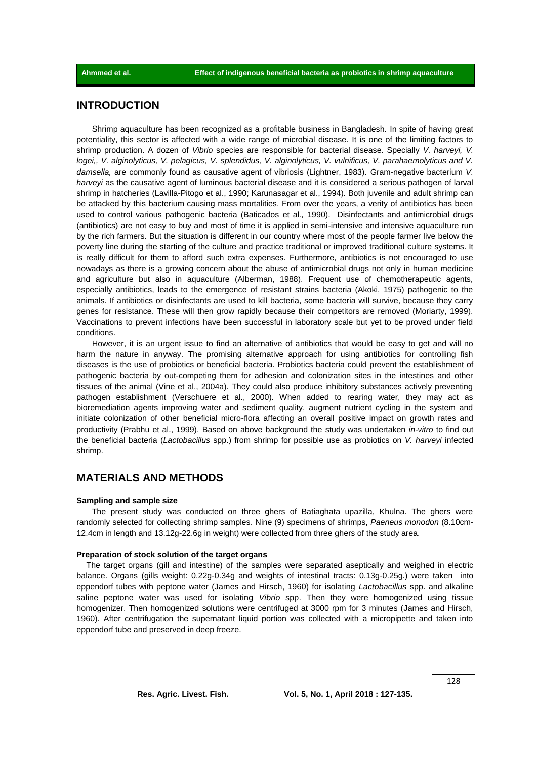## INTRODUCTION

Shrimp aquaculture has been recognized as a profitable business in Bangladesh. In spite of having great potentiality, this sector is affected with a wide range of microbial disease. It is one of the limiting factors to shrimp production. A dozen of *Vibrio* species are responsible for bacterial disease. Specially *V. harveyi, V. logei,, V. alginolyticus, V. pelagicus, V. splendidus, V. alginolyticus, V. vulnificus, V. parahaemolyticus and V. damsella,* are commonly found as causative agent of vibriosis (Lightner, 1983). Gram-negative bacterium *V. harveyi* as the causative agent of luminous bacterial disease and it is considered a serious pathogen of larval shrimp in hatcheries (Lavilla-Pitogo et al., 1990; Karunasagar et al., 1994). Both juvenile and adult shrimp can be attacked by this bacterium causing mass mortalities. From over the years, a verity of antibiotics has been used to control various pathogenic bacteria (Baticados et al*.,* 1990). Disinfectants and antimicrobial drugs (antibiotics) are not easy to buy and most of time it is applied in semi-intensive and intensive aquaculture run by the rich farmers. But the situation is different in our country where most of the people farmer live below the poverty line during the starting of the culture and practice traditional or improved traditional culture systems. It is really difficult for them to afford such extra expenses. Furthermore, antibiotics is not encouraged to use nowadays as there is a growing concern about the abuse of antimicrobial drugs not only in human medicine and agriculture but also in aquaculture (Alberman, 1988). Frequent use of chemotherapeutic agents, especially antibiotics, leads to the emergence of resistant strains bacteria (Akoki, 1975) pathogenic to the animals. If antibiotics or disinfectants are used to kill bacteria, some bacteria will survive, because they carry genes for resistance. These will then grow rapidly because their competitors are removed (Moriarty, 1999). Vaccinations to prevent infections have been successful in laboratory scale but yet to be proved under field conditions.

However, it is an urgent issue to find an alternative of antibiotics that would be easy to get and will no harm the nature in anyway. The promising alternative approach for using antibiotics for controlling fish diseases is the use of probiotics or beneficial bacteria. Probiotics bacteria could prevent the establishment of pathogenic bacteria by out-competing them for adhesion and colonization sites in the intestines and other tissues of the animal (Vine et al., 2004a). They could also produce inhibitory substances actively preventing pathogen establishment (Verschuere et al., 2000). When added to rearing water, they may act as bioremediation agents improving water and sediment quality, augment nutrient cycling in the system and initiate colonization of other beneficial micro-flora affecting an overall positive impact on growth rates and productivity (Prabhu et al., 1999). Based on above background the study was undertaken *in-vitro* to find out the beneficial bacteria (*Lactobacillus* spp.) from shrimp for possible use as probiotics on *V. harveyi* infected shrimp.

## MATERIALS AND METHODS

### Sampling and sample size

The present study was conducted on three ghers of Batiaghata upazilla, Khulna. The ghers were randomly selected for collecting shrimp samples. Nine (9) specimens of shrimps, *Paeneus monodon* (8.10cm-12.4cm in length and 13.12g-22.6g in weight) were collected from three ghers of the study area.

### Preparation of stock solution of the target organs

The target organs (gill and intestine) of the samples were separated aseptically and weighed in electric balance. Organs (gills weight: 0.22g-0.34g and weights of intestinal tracts: 0.13g-0.25g.) were taken into eppendorf tubes with peptone water (James and Hirsch, 1960) for isolating *Lactobacillus* spp. and alkaline saline peptone water was used for isolating *Vibrio* spp. Then they were homogenized using tissue homogenizer. Then homogenized solutions were centrifuged at 3000 rpm for 3 minutes (James and Hirsch, 1960). After centrifugation the supernatant liquid portion was collected with a micropipette and taken into eppendorf tube and preserved in deep freeze.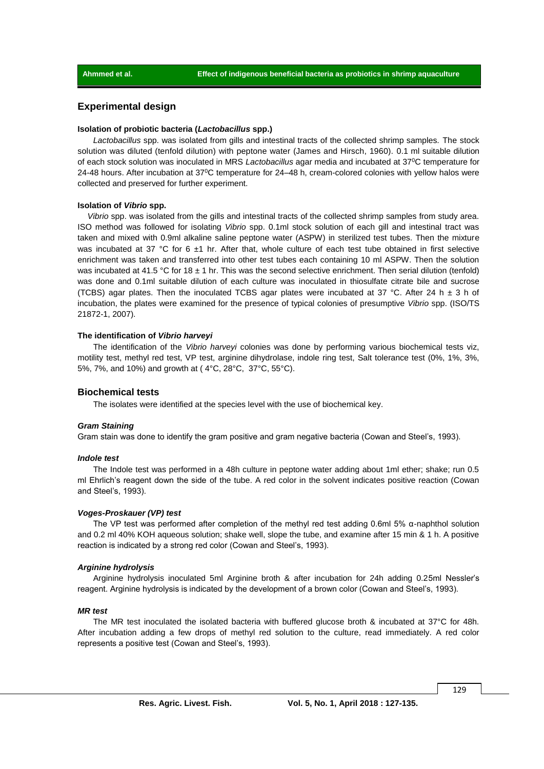## Experimental design

### Isolation of probiotic bacteria (*Lactobacillus* spp.)

*Lactobacillus* spp. was isolated from gills and intestinal tracts of the collected shrimp samples. The stock solution was diluted (tenfold dilution) with peptone water (James and Hirsch, 1960). 0.1 ml suitable dilution of each stock solution was inoculated in MRS *Lactobacillus* agar media and incubated at 37$^0$C temperature for 24-48 hours. After incubation at 37$^0$C temperature for 24–48 h, cream-colored colonies with yellow halos were collected and preserved for further experiment.

### Isolation of *Vibrio* spp.

*Vibrio* spp. was isolated from the gills and intestinal tracts of the collected shrimp samples from study area. ISO method was followed for isolating *Vibrio* spp. 0.1ml stock solution of each gill and intestinal tract was taken and mixed with 0.9ml alkaline saline peptone water (ASPW) in sterilized test tubes. Then the mixture was incubated at 37 °C for 6 ±1 hr. After that, whole culture of each test tube obtained in first selective enrichment was taken and transferred into other test tubes each containing 10 ml ASPW. Then the solution was incubated at 41.5 °C for 18 ± 1 hr. This was the second selective enrichment. Then serial dilution (tenfold) was done and 0.1ml suitable dilution of each culture was inoculated in thiosulfate citrate bile and sucrose (TCBS) agar plates. Then the inoculated TCBS agar plates were incubated at 37 °C. After 24 h ± 3 h of incubation, the plates were examined for the presence of typical colonies of presumptive *Vibrio* spp. (ISO/TS 21872-1, 2007).

### The identification of *Vibrio harveyi*

The identification of the *Vibrio harveyi* colonies was done by performing various biochemical tests viz, motility test, methyl red test, VP test, arginine dihydrolase, indole ring test, Salt tolerance test (0%, 1%, 3%, 5%, 7%, and 10%) and growth at ( 4°C, 28°C, 37°C, 55°C).

## Biochemical tests

The isolates were identified at the species level with the use of biochemical key.

#### *Gram Staining*

Gram stain was done to identify the gram positive and gram negative bacteria (Cowan and Steel's, 1993).

#### *Indole test*

The Indole test was performed in a 48h culture in peptone water adding about 1ml ether; shake; run 0.5 ml Ehrlich's reagent down the side of the tube. A red color in the solvent indicates positive reaction (Cowan and Steel's, 1993).

#### *Voges-Proskauer (VP) test*

The VP test was performed after completion of the methyl red test adding 0.6ml 5% α-naphthol solution and 0.2 ml 40% KOH aqueous solution; shake well, slope the tube, and examine after 15 min & 1 h. A positive reaction is indicated by a strong red color (Cowan and Steel's, 1993).

#### *Arginine hydrolysis*

Arginine hydrolysis inoculated 5ml Arginine broth & after incubation for 24h adding 0.25ml Nessler's reagent. Arginine hydrolysis is indicated by the development of a brown color (Cowan and Steel's, 1993).

#### *MR test*

The MR test inoculated the isolated bacteria with buffered glucose broth & incubated at 37°C for 48h. After incubation adding a few drops of methyl red solution to the culture, read immediately. A red color represents a positive test (Cowan and Steel's, 1993).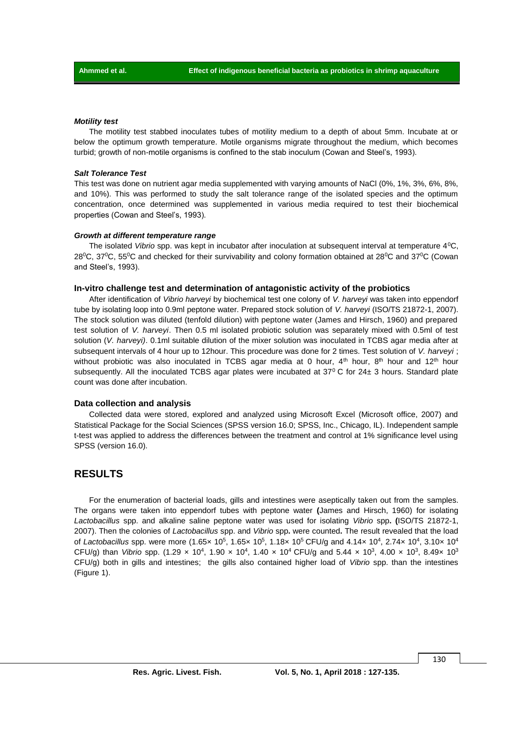#### *Motility test*

The motility test stabbed inoculates tubes of motility medium to a depth of about 5mm. Incubate at or below the optimum growth temperature. Motile organisms migrate throughout the medium, which becomes turbid; growth of non-motile organisms is confined to the stab inoculum (Cowan and Steel's, 1993).

#### *Salt Tolerance Test*

This test was done on nutrient agar media supplemented with varying amounts of NaCl (0%, 1%, 3%, 6%, 8%, and 10%). This was performed to study the salt tolerance range of the isolated species and the optimum concentration, once determined was supplemented in various media required to test their biochemical properties (Cowan and Steel's, 1993).

#### *Growth at different temperature range*

The isolated *Vibrio* spp. was kept in incubator after inoculation at subsequent interval at temperature $4^0$C, $28^0$C, $37^0$C, $55^0$C and checked for their survivability and colony formation obtained at $28^0$C and $37^0$C (Cowan and Steel's, 1993).

### In-vitro challenge test and determination of antagonistic activity of the probiotics

After identification of *Vibrio harveyi* by biochemical test one colony of *V. harveyi* was taken into eppendorf tube by isolating loop into 0.9ml peptone water. Prepared stock solution of *V. harveyi* (ISO/TS 21872-1, 2007). The stock solution was diluted (tenfold dilution) with peptone water (James and Hirsch, 1960) and prepared test solution of *V. harveyi*. Then 0.5 ml isolated probiotic solution was separately mixed with 0.5ml of test solution (*V. harveyi)*. 0.1ml suitable dilution of the mixer solution was inoculated in TCBS agar media after at subsequent intervals of 4 hour up to 12hour. This procedure was done for 2 times. Test solution of *V. harveyi* ; without probiotic was also inoculated in TCBS agar media at 0 hour, $4^{th}$ hour, $8^{th}$ hour and $12^{th}$ hour subsequently. All the inoculated TCBS agar plates were incubated at $37^0$ C for 24± 3 hours. Standard plate count was done after incubation.

### Data collection and analysis

Collected data were stored, explored and analyzed using Microsoft Excel (Microsoft office, 2007) and Statistical Package for the Social Sciences (SPSS version 16.0; SPSS, Inc., Chicago, IL). Independent sample t-test was applied to address the differences between the treatment and control at 1% significance level using SPSS (version 16.0).

## RESULTS

For the enumeration of bacterial loads, gills and intestines were aseptically taken out from the samples. The organs were taken into eppendorf tubes with peptone water **(**James and Hirsch, 1960) for isolating *Lactobacillus* spp. and alkaline saline peptone water was used for isolating *Vibrio* spp**. (**ISO/TS 21872-1, 2007). Then the colonies of *Lactobacillus* spp. and *Vibrio* spp**.** were counted**.** The result revealed that the load of *Lactobacillus* spp. were more ($1.65\times 10^5$, $1.65\times 10^5$, $1.18\times 10^5$ CFU/g and $4.14\times 10^4$, $2.74\times 10^4$, $3.10\times 10^4$ CFU/g) than *Vibrio* spp. ($1.29 \times 10^4$, $1.90 \times 10^4$, $1.40 \times 10^4$ CFU/g and $5.44 \times 10^3$, $4.00 \times 10^3$, $8.49\times 10^3$ CFU/g) both in gills and intestines; the gills also contained higher load of *Vibrio* spp. than the intestines (Figure 1).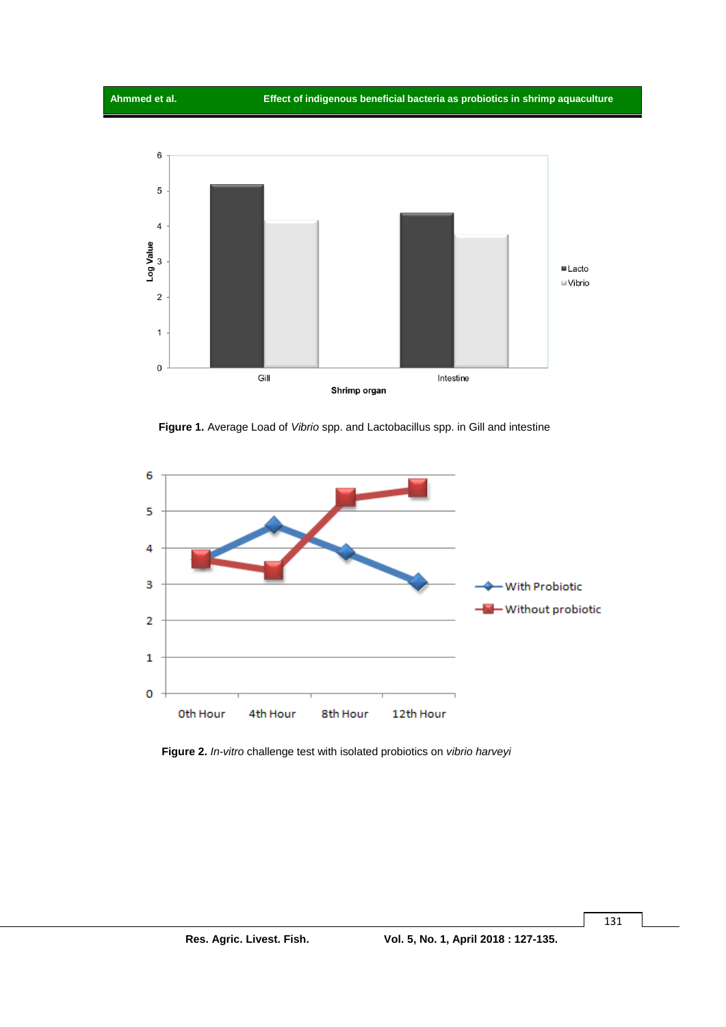Figure 1. Average Load of *Vibrio* spp. and Lactobacillus spp. in Gill and intestine

Figure 2. *In-vitro* challenge test with isolated probiotics on *vibrio harveyi*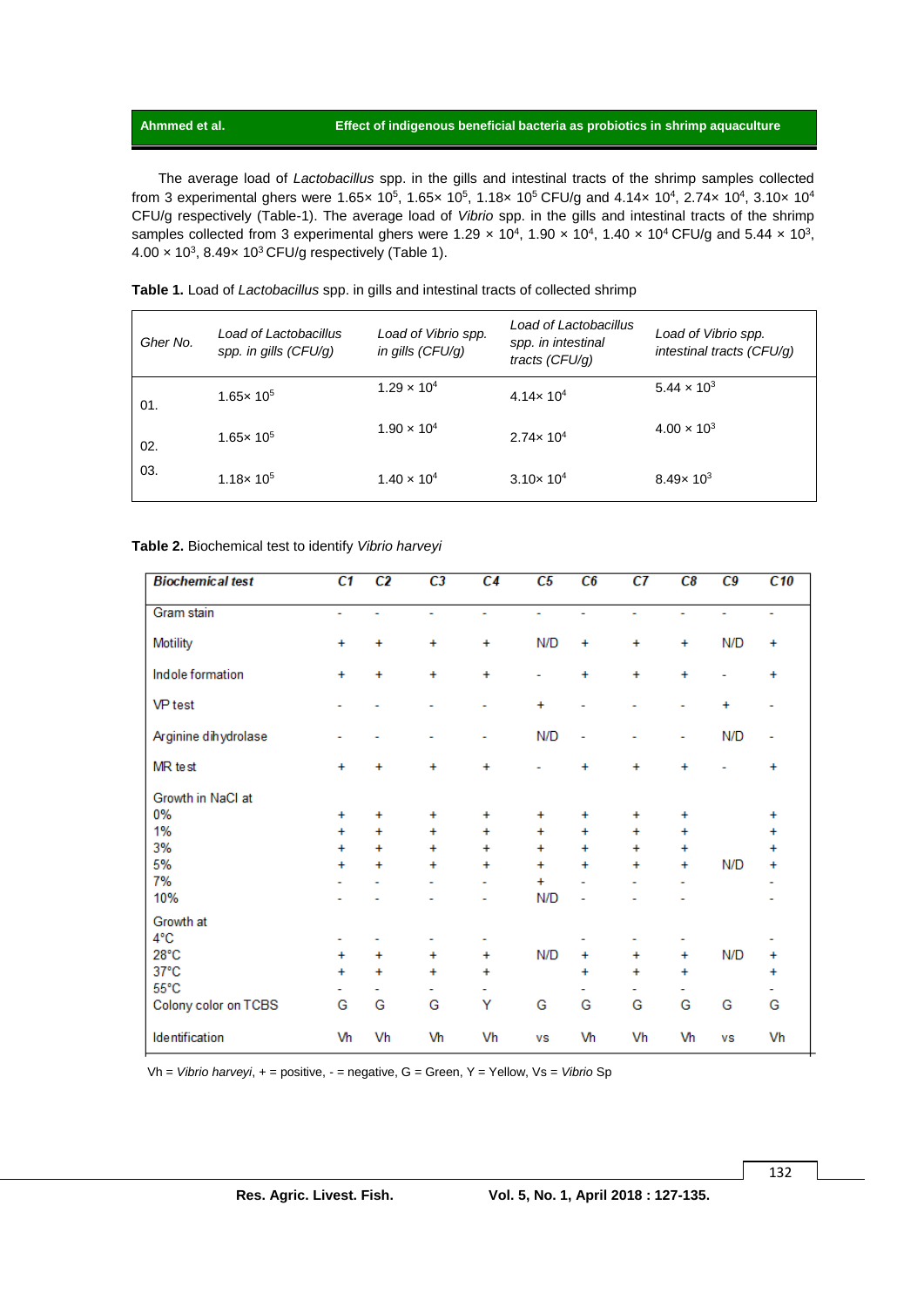The average load of *Lactobacillus* spp. in the gills and intestinal tracts of the shrimp samples collected from 3 experimental ghers were $1.65\times 10^5$, $1.65\times 10^5$, $1.18\times 10^5$ CFU/g and $4.14\times 10^4$, $2.74\times 10^4$, $3.10\times 10^4$ CFU/g respectively (Table-1). The average load of *Vibrio* spp. in the gills and intestinal tracts of the shrimp samples collected from 3 experimental ghers were $1.29\times 10^4$, $1.90\times 10^4$, $1.40\times 10^4$ CFU/g and $5.44\times 10^3$, $4.00\times 10^3$, $8.49\times 10^3$ CFU/g respectively (Table 1).

**Table 1.** Load of *Lactobacillus* spp. in gills and intestinal tracts of collected shrimp

| *Gher No.* | *Load of Lactobacillus spp. in gills (CFU/g)* | *Load of Vibrio spp. in gills (CFU/g)* | *Load of Lactobacillus spp. in intestinal tracts (CFU/g)* | *Load of Vibrio spp. intestinal tracts (CFU/g)* |
|---|---|---|---|---|
| 01. | $1.65\times 10^5$ | $1.29\times 10^4$ | $4.14\times 10^4$ | $5.44\times 10^3$ |
| 02. | $1.65\times 10^5$ | $1.90\times 10^4$ | $2.74\times 10^4$ | $4.00\times 10^3$ |
| 03. | $1.18\times 10^5$ | $1.40\times 10^4$ | $3.10\times 10^4$ | $8.49\times 10^3$ |

**Table 2.** Biochemical test to identify *Vibrio harveyi*

| *Biochemical test* | *C1* | *C2* | *C3* | *C4* | *C5* | *C6* | *C7* | *C8* | *C9* | *C10* |
|---|---|---|---|---|---|---|---|---|---|---|
| Gram stain | - | - | - | - | - | - | - | - | - | - |
| Motility | + | + | + | + | N/D | + | + | + | N/D | + |
| Indole formation | + | + | + | + | - | + | + | + | - | + |
| VP test | - | - | - | - | + | - | - | - | + | - |
| Arginine dihydrolase | - | - | - | - | N/D | - | - | - | N/D | - |
| MR test | + | + | + | + | - | + | + | + | - | + |
| Growth in NaCl at | | | | | | | | | | |
| 0% | + | + | + | + | + | + | + | + | | + |
| 1% | + | + | + | + | + | + | + | + | | + |
| 3% | + | + | + | + | + | + | + | + | | + |
| 5% | + | + | + | + | + | + | + | + | N/D | + |
| 7% | - | - | - | - | + | - | - | - | | - |
| 10% | - | - | - | - | N/D | - | - | - | | - |
| Growth at | | | | | | | | | | |
| 4°C | - | - | - | - | | - | - | - | | - |
| 28°C | + | + | + | + | N/D | + | + | + | N/D | + |
| 37°C | + | + | + | + | | + | + | + | | + |
| 55°C | - | - | - | - | | - | - | - | | - |
| Colony color on TCBS | G | G | G | Y | G | G | G | G | G | G |
| Identification | Vh | Vh | Vh | Vh | vs | Vh | Vh | Vh | vs | Vh |

Vh = *Vibrio harveyi*, + = positive, - = negative, G = Green, Y = Yellow, Vs = *Vibrio* Sp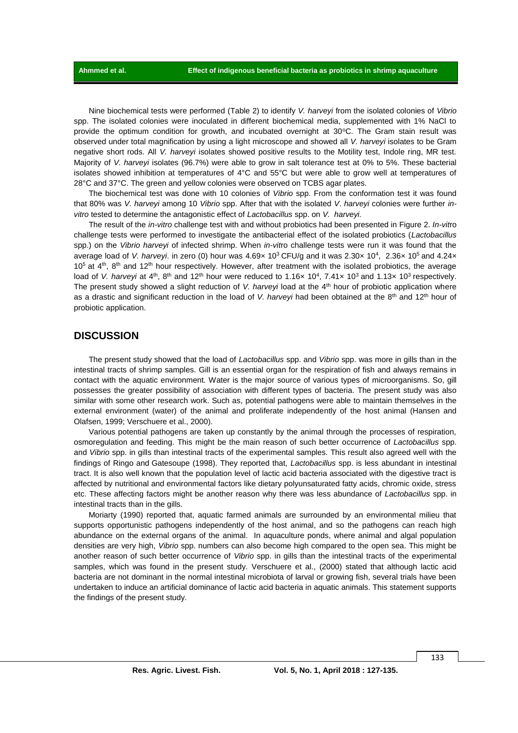Nine biochemical tests were performed (Table 2) to identify *V. harveyi* from the isolated colonies of *Vibrio* spp. The isolated colonies were inoculated in different biochemical media, supplemented with 1% NaCl to provide the optimum condition for growth, and incubated overnight at 30°C. The Gram stain result was observed under total magnification by using a light microscope and showed all *V. harveyi* isolates to be Gram negative short rods. All *V. harveyi* isolates showed positive results to the Motility test, Indole ring, MR test. Majority of *V. harveyi* isolates (96.7%) were able to grow in salt tolerance test at 0% to 5%. These bacterial isolates showed inhibition at temperatures of 4°C and 55°C but were able to grow well at temperatures of 28°C and 37°C. The green and yellow colonies were observed on TCBS agar plates.

The biochemical test was done with 10 colonies of *Vibrio* spp. From the conformation test it was found that 80% was *V. harveyi* among 10 *Vibrio* spp. After that with the isolated *V*. *harveyi* colonies were further *in-vitro* tested to determine the antagonistic effect of *Lactobacillus* spp. on *V. harveyi.*

The result of the *in-vitro* challenge test with and without probiotics had been presented in Figure 2. *In-vitro* challenge tests were performed to investigate the antibacterial effect of the isolated probiotics (*Lactobacillus* spp.) on the *Vibrio harveyi* of infected shrimp. When *in-vitro* challenge tests were run it was found that the average load of *V. harveyi*. in zero (0) hour was $4.69\times 10^3$ CFU/g and it was $2.30\times 10^4$, $2.36\times 10^5$ and $4.24\times 10^5$ at $4^{th}$, $8^{th}$ and $12^{th}$ hour respectively. However, after treatment with the isolated probiotics, the average load of *V. harveyi* at $4^{th}$, $8^{th}$ and $12^{th}$ hour were reduced to $1.16\times 10^4$, $7.41\times 10^3$ and $1.13\times 10^3$ respectively. The present study showed a slight reduction of *V. harveyi* load at the $4^{th}$ hour of probiotic application where as a drastic and significant reduction in the load of *V. harveyi* had been obtained at the $8^{th}$ and $12^{th}$ hour of probiotic application.

## DISCUSSION

The present study showed that the load of *Lactobacillus* spp. and *Vibrio* spp. was more in gills than in the intestinal tracts of shrimp samples. Gill is an essential organ for the respiration of fish and always remains in contact with the aquatic environment. Water is the major source of various types of microorganisms. So, gill possesses the greater possibility of association with different types of bacteria. The present study was also similar with some other research work. Such as, potential pathogens were able to maintain themselves in the external environment (water) of the animal and proliferate independently of the host animal (Hansen and Olafsen, 1999; Verschuere et al., 2000).

Various potential pathogens are taken up constantly by the animal through the processes of respiration, osmoregulation and feeding. This might be the main reason of such better occurrence of *Lactobacillus* spp. and *Vibrio* spp. in gills than intestinal tracts of the experimental samples. This result also agreed well with the findings of Ringo and Gatesoupe (1998). They reported that, *Lactobacillus* spp. is less abundant in intestinal tract. It is also well known that the population level of lactic acid bacteria associated with the digestive tract is affected by nutritional and environmental factors like dietary polyunsaturated fatty acids, chromic oxide, stress etc. These affecting factors might be another reason why there was less abundance of *Lactobacillus* spp. in intestinal tracts than in the gills.

Moriarty (1990) reported that, aquatic farmed animals are surrounded by an environmental milieu that supports opportunistic pathogens independently of the host animal, and so the pathogens can reach high abundance on the external organs of the animal. In aquaculture ponds, where animal and algal population densities are very high, *Vibrio* spp. numbers can also become high compared to the open sea. This might be another reason of such better occurrence of *Vibrio* spp. in gills than the intestinal tracts of the experimental samples, which was found in the present study. Verschuere et al., (2000) stated that although lactic acid bacteria are not dominant in the normal intestinal microbiota of larval or growing fish, several trials have been undertaken to induce an artificial dominance of lactic acid bacteria in aquatic animals. This statement supports the findings of the present study.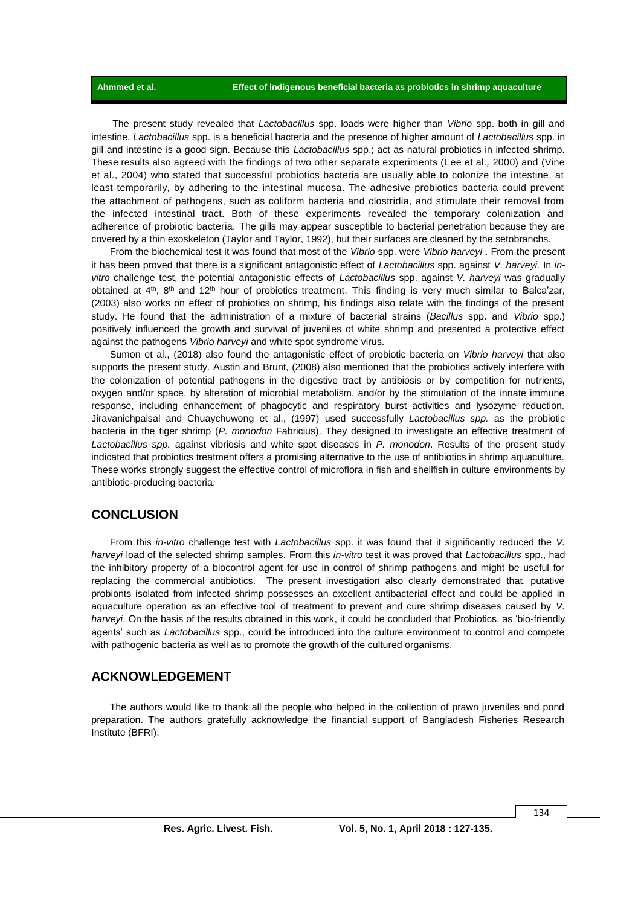The present study revealed that *Lactobacillus* spp. loads were higher than *Vibrio* spp. both in gill and intestine. *Lactobacillus* spp. is a beneficial bacteria and the presence of higher amount of *Lactobacillus* spp. in gill and intestine is a good sign. Because this *Lactobacillus* spp.; act as natural probiotics in infected shrimp. These results also agreed with the findings of two other separate experiments (Lee et al*.,* 2000) and (Vine et al., 2004) who stated that successful probiotics bacteria are usually able to colonize the intestine, at least temporarily, by adhering to the intestinal mucosa. The adhesive probiotics bacteria could prevent the attachment of pathogens, such as coliform bacteria and clostridia, and stimulate their removal from the infected intestinal tract. Both of these experiments revealed the temporary colonization and adherence of probiotic bacteria. The gills may appear susceptible to bacterial penetration because they are covered by a thin exoskeleton (Taylor and Taylor, 1992), but their surfaces are cleaned by the setobranchs.

From the biochemical test it was found that most of the *Vibrio* spp. were *Vibrio harveyi* . From the present it has been proved that there is a significant antagonistic effect of *Lactobacillus* spp. against *V. harveyi.* In *in-vitro* challenge test, the potential antagonistic effects of *Lactobacillus* spp. against *V. harveyi* was gradually obtained at 4$^{th}$, 8$^{th}$ and 12$^{th}$ hour of probiotics treatment. This finding is very much similar to Balca'zar, (2003) also works on effect of probiotics on shrimp, his findings also relate with the findings of the present study. He found that the administration of a mixture of bacterial strains (*Bacillus* spp. and *Vibrio* spp.) positively influenced the growth and survival of juveniles of white shrimp and presented a protective effect against the pathogens *Vibrio harveyi* and white spot syndrome virus.

Sumon et al., (2018) also found the antagonistic effect of probiotic bacteria on *Vibrio harveyi* that also supports the present study. Austin and Brunt, (2008) also mentioned that the probiotics actively interfere with the colonization of potential pathogens in the digestive tract by antibiosis or by competition for nutrients, oxygen and/or space, by alteration of microbial metabolism, and/or by the stimulation of the innate immune response, including enhancement of phagocytic and respiratory burst activities and lysozyme reduction. Jiravanichpaisal and Chuaychuwong et al., (1997) used successfully *Lactobacillus spp.* as the probiotic bacteria in the tiger shrimp (*P. monodon* Fabricius). They designed to investigate an effective treatment of *Lactobacillus spp.* against vibriosis and white spot diseases in *P. monodon*. Results of the present study indicated that probiotics treatment offers a promising alternative to the use of antibiotics in shrimp aquaculture. These works strongly suggest the effective control of microflora in fish and shellfish in culture environments by antibiotic-producing bacteria.

## CONCLUSION

From this *in-vitro* challenge test with *Lactobacillus* spp. it was found that it significantly reduced the *V. harveyi* load of the selected shrimp samples. From this *in-vitro* test it was proved that *Lactobacillus* spp., had the inhibitory property of a biocontrol agent for use in control of shrimp pathogens and might be useful for replacing the commercial antibiotics. The present investigation also clearly demonstrated that, putative probionts isolated from infected shrimp possesses an excellent antibacterial effect and could be applied in aquaculture operation as an effective tool of treatment to prevent and cure shrimp diseases caused by *V. harveyi*. On the basis of the results obtained in this work, it could be concluded that Probiotics, as 'bio-friendly agents' such as *Lactobacillus* spp., could be introduced into the culture environment to control and compete with pathogenic bacteria as well as to promote the growth of the cultured organisms.

## ACKNOWLEDGEMENT

The authors would like to thank all the people who helped in the collection of prawn juveniles and pond preparation. The authors gratefully acknowledge the financial support of Bangladesh Fisheries Research Institute (BFRI).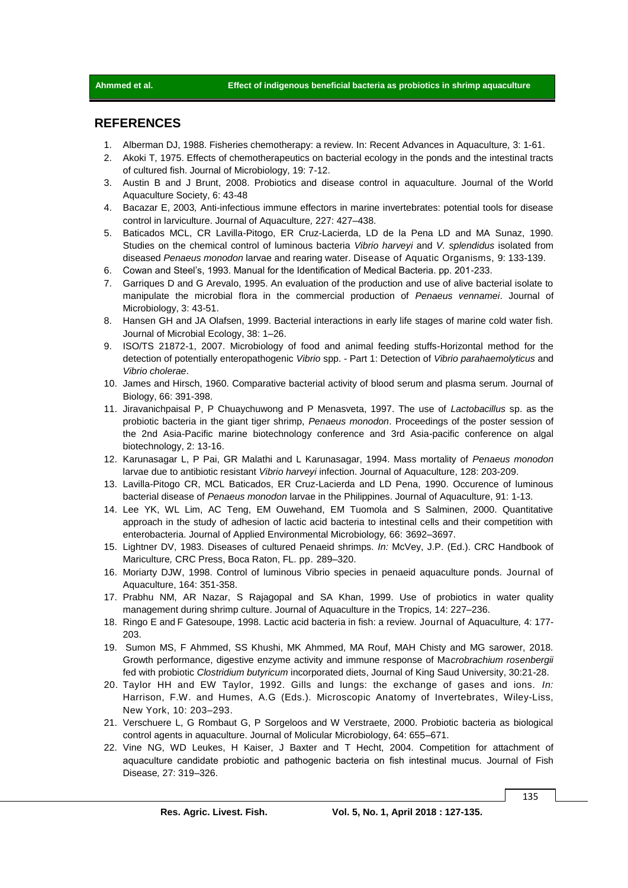## REFERENCES

1. Alberman DJ, 1988. Fisheries chemotherapy: a review. In: Recent Advances in Aquaculture*,* 3: 1-61.
2. Akoki T, 1975. Effects of chemotherapeutics on bacterial ecology in the ponds and the intestinal tracts of cultured fish. Journal of Microbiology, 19: 7-12.
3. Austin B and J Brunt, 2008. Probiotics and disease control in aquaculture. Journal of the World Aquaculture Society, 6: 43-48
4. Bacazar E, 2003*,* Anti-infectious immune effectors in marine invertebrates: potential tools for disease control in larviculture. Journal of Aquaculture*,* 227: 427–438.
5. Baticados MCL, CR Lavilla-Pitogo, ER Cruz-Lacierda, LD de la Pena LD and MA Sunaz, 1990. Studies on the chemical control of luminous bacteria *Vibrio harveyi* and *V. splendidus* isolated from diseased *Penaeus monodon* larvae and rearing water. Disease of Aquatic Organisms, 9: 133-139.
6. Cowan and Steel's, 1993. Manual for the Identification of Medical Bacteria. pp. 201-233.
7. Garriques D and G Arevalo, 1995. An evaluation of the production and use of alive bacterial isolate to manipulate the microbial flora in the commercial production of *Penaeus vennamei*. Journal of Microbiology, 3: 43-51.
8. Hansen GH and JA Olafsen, 1999. Bacterial interactions in early life stages of marine cold water fish. Journal of Microbial Ecology, 38: 1–26.
9. ISO/TS 21872-1, 2007. Microbiology of food and animal feeding stuffs-Horizontal method for the detection of potentially enteropathogenic *Vibrio* spp. - Part 1: Detection of *Vibrio parahaemolyticus* and *Vibrio cholerae*.
10. James and Hirsch, 1960. Comparative bacterial activity of blood serum and plasma serum. Journal of Biology, 66: 391-398.
11. Jiravanichpaisal P, P Chuaychuwong and P Menasveta, 1997. The use of *Lactobacillus* sp. as the probiotic bacteria in the giant tiger shrimp, *Penaeus monodon*. Proceedings of the poster session of the 2nd Asia-Pacific marine biotechnology conference and 3rd Asia-pacific conference on algal biotechnology, 2: 13-16.
12. Karunasagar L, P Pai, GR Malathi and L Karunasagar, 1994. Mass mortality of *Penaeus monodon* larvae due to antibiotic resistant *Vibrio harveyi* infection. Journal of Aquaculture, 128: 203-209.
13. Lavilla-Pitogo CR, MCL Baticados, ER Cruz-Lacierda and LD Pena, 1990. Occurence of luminous bacterial disease of *Penaeus monodon* larvae in the Philippines. Journal of Aquaculture, 91: 1-13.
14. Lee YK, WL Lim, AC Teng, EM Ouwehand, EM Tuomola and S Salminen, 2000. Quantitative approach in the study of adhesion of lactic acid bacteria to intestinal cells and their competition with enterobacteria. Journal of Applied Environmental Microbiology*,* 66: 3692–3697.
15. Lightner DV, 1983. Diseases of cultured Penaeid shrimps. *In:* McVey, J.P. (Ed.). CRC Handbook of Mariculture*,* CRC Press, Boca Raton, FL. pp. 289–320.
16. Moriarty DJW, 1998. Control of luminous Vibrio species in penaeid aquaculture ponds. Journal of Aquaculture, 164: 351-358.
17. Prabhu NM, AR Nazar, S Rajagopal and SA Khan, 1999. Use of probiotics in water quality management during shrimp culture. Journal of Aquaculture in the Tropics*,* 14: 227–236.
18. Ringo E and F Gatesoupe, 1998. Lactic acid bacteria in fish: a review. Journal of Aquaculture*,* 4: 177-203.
19. Sumon MS, F Ahmmed, SS Khushi, MK Ahmmed, MA Rouf, MAH Chisty and MG sarower, 2018. Growth performance, digestive enzyme activity and immune response of Ma*crobrachium rosenbergii* fed with probiotic *Clostridium butyricum* incorporated diets, Journal of King Saud University, 30:21-28.
20. Taylor HH and EW Taylor, 1992. Gills and lungs: the exchange of gases and ions. *In:* Harrison, F.W. and Humes, A.G (Eds.). Microscopic Anatomy of Invertebrates, Wiley-Liss, New York, 10: 203–293.
21. Verschuere L, G Rombaut G, P Sorgeloos and W Verstraete, 2000. Probiotic bacteria as biological control agents in aquaculture. Journal of Molicular Microbiology, 64: 655–671*.*
22. Vine NG, WD Leukes, H Kaiser, J Baxter and T Hecht, 2004. Competition for attachment of aquaculture candidate probiotic and pathogenic bacteria on fish intestinal mucus. Journal of Fish Disease*,* 27: 319–326.